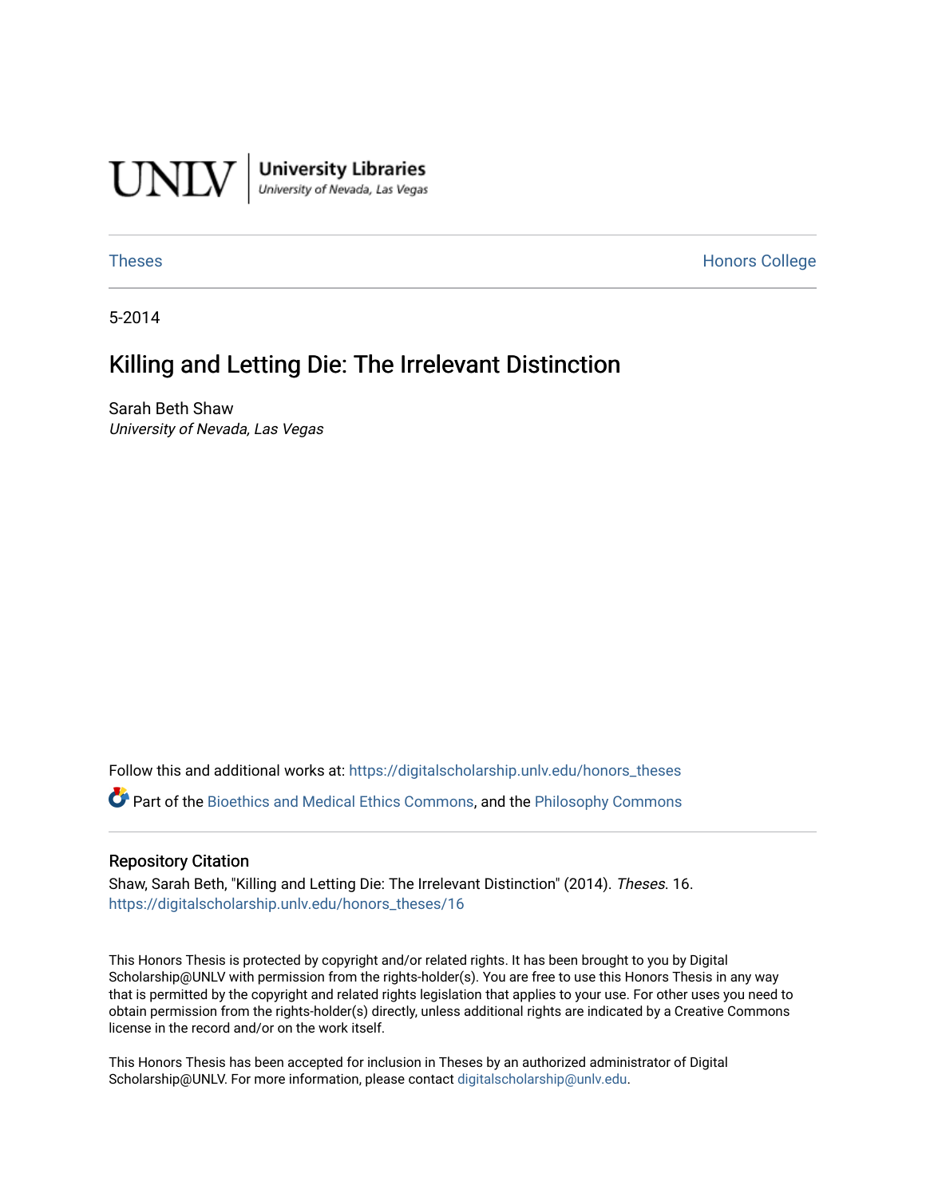UNLV | University Libraries
University of Nevada, Las Vegas

Theses Honors College

5-2014

# Killing and Letting Die: The Irrelevant Distinction

Sarah Beth Shaw
*University of Nevada, Las Vegas*

Follow this and additional works at: https://digitalscholarship.unlv.edu/honors_theses

Part of the Bioethics and Medical Ethics Commons, and the Philosophy Commons

## Repository Citation

Shaw, Sarah Beth, "Killing and Letting Die: The Irrelevant Distinction" (2014). *Theses*. 16.
https://digitalscholarship.unlv.edu/honors_theses/16

This Honors Thesis is protected by copyright and/or related rights. It has been brought to you by Digital Scholarship@UNLV with permission from the rights-holder(s). You are free to use this Honors Thesis in any way that is permitted by the copyright and related rights legislation that applies to your use. For other uses you need to obtain permission from the rights-holder(s) directly, unless additional rights are indicated by a Creative Commons license in the record and/or on the work itself.

This Honors Thesis has been accepted for inclusion in Theses by an authorized administrator of Digital Scholarship@UNLV. For more information, please contact digitalscholarship@unlv.edu.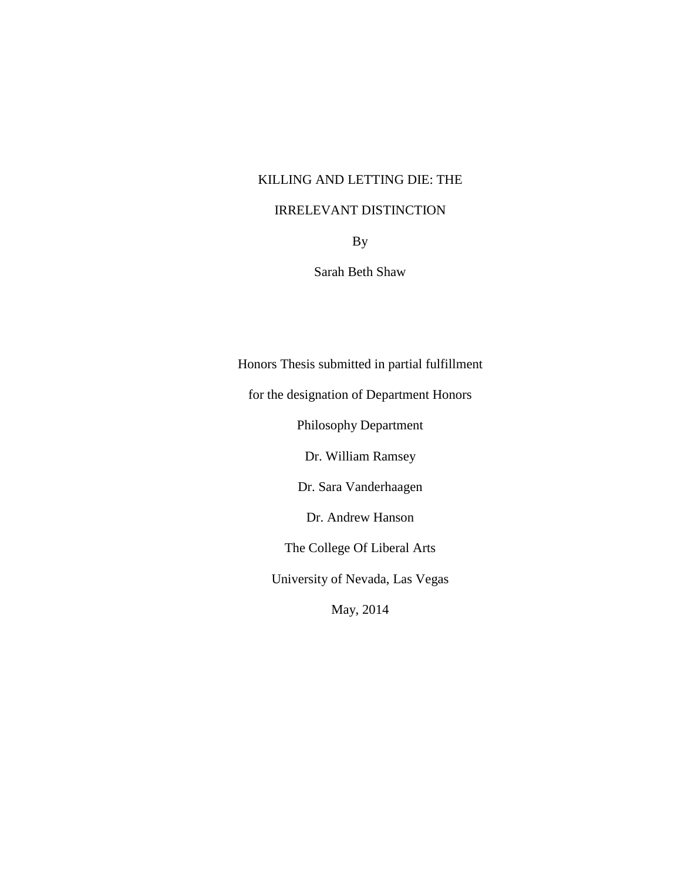KILLING AND LETTING DIE: THE

IRRELEVANT DISTINCTION

By

Sarah Beth Shaw

Honors Thesis submitted in partial fulfillment

for the designation of Department Honors

Philosophy Department

Dr. William Ramsey

Dr. Sara Vanderhaagen

Dr. Andrew Hanson

The College Of Liberal Arts

University of Nevada, Las Vegas

May, 2014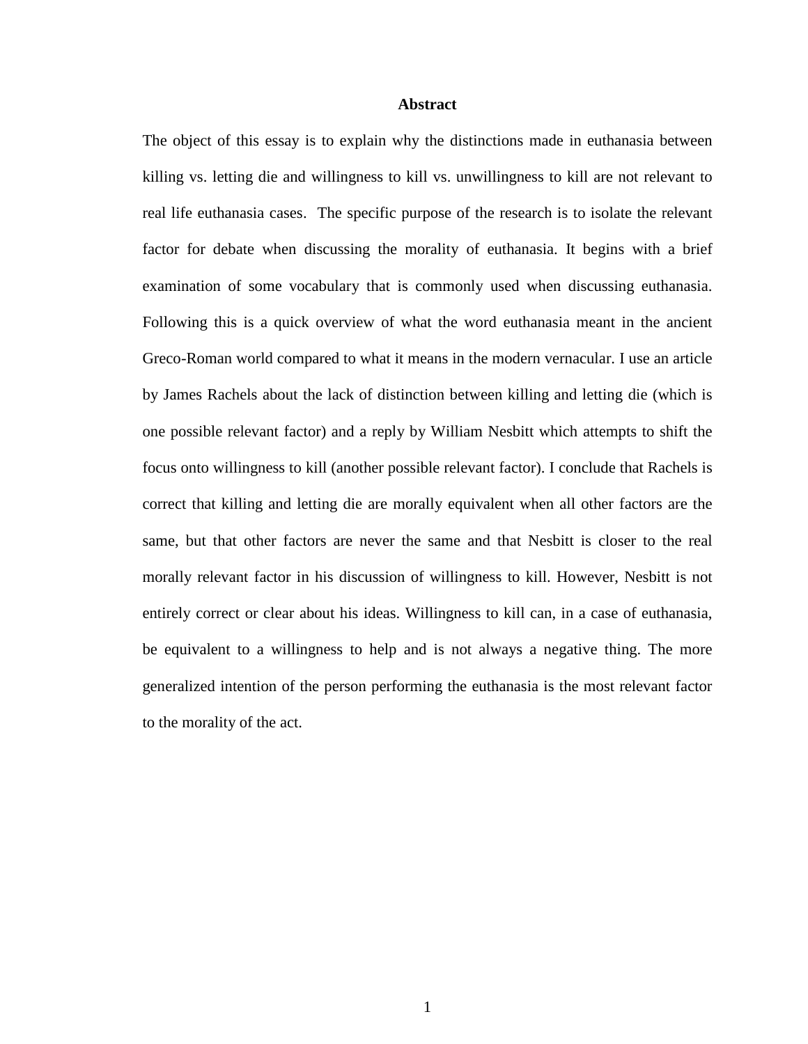## Abstract

The object of this essay is to explain why the distinctions made in euthanasia between killing vs. letting die and willingness to kill vs. unwillingness to kill are not relevant to real life euthanasia cases. The specific purpose of the research is to isolate the relevant factor for debate when discussing the morality of euthanasia. It begins with a brief examination of some vocabulary that is commonly used when discussing euthanasia. Following this is a quick overview of what the word euthanasia meant in the ancient Greco-Roman world compared to what it means in the modern vernacular. I use an article by James Rachels about the lack of distinction between killing and letting die (which is one possible relevant factor) and a reply by William Nesbitt which attempts to shift the focus onto willingness to kill (another possible relevant factor). I conclude that Rachels is correct that killing and letting die are morally equivalent when all other factors are the same, but that other factors are never the same and that Nesbitt is closer to the real morally relevant factor in his discussion of willingness to kill. However, Nesbitt is not entirely correct or clear about his ideas. Willingness to kill can, in a case of euthanasia, be equivalent to a willingness to help and is not always a negative thing. The more generalized intention of the person performing the euthanasia is the most relevant factor to the morality of the act.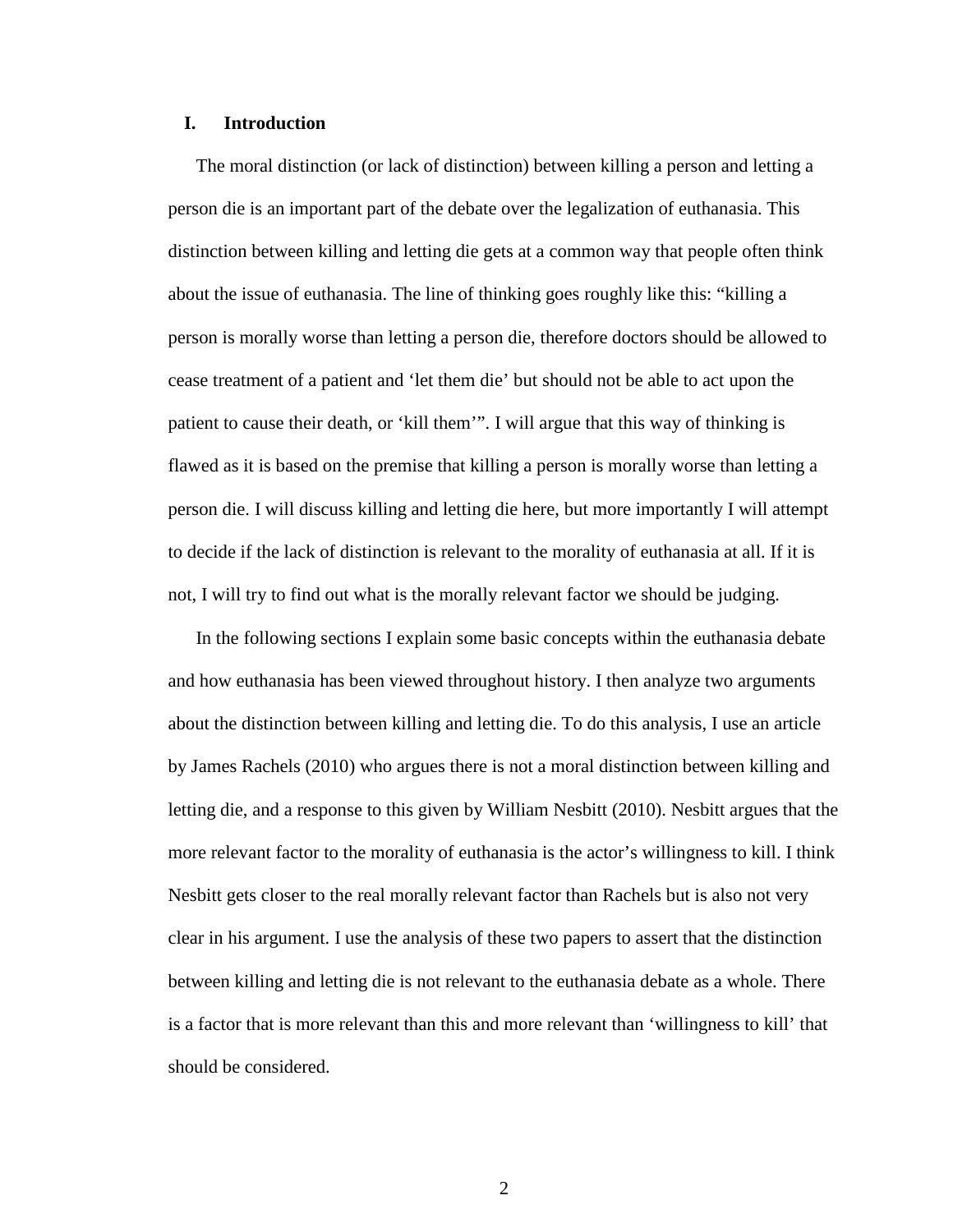## I. Introduction

The moral distinction (or lack of distinction) between killing a person and letting a person die is an important part of the debate over the legalization of euthanasia. This distinction between killing and letting die gets at a common way that people often think about the issue of euthanasia. The line of thinking goes roughly like this: "killing a person is morally worse than letting a person die, therefore doctors should be allowed to cease treatment of a patient and 'let them die' but should not be able to act upon the patient to cause their death, or 'kill them'". I will argue that this way of thinking is flawed as it is based on the premise that killing a person is morally worse than letting a person die. I will discuss killing and letting die here, but more importantly I will attempt to decide if the lack of distinction is relevant to the morality of euthanasia at all. If it is not, I will try to find out what is the morally relevant factor we should be judging.

In the following sections I explain some basic concepts within the euthanasia debate and how euthanasia has been viewed throughout history. I then analyze two arguments about the distinction between killing and letting die. To do this analysis, I use an article by James Rachels (2010) who argues there is not a moral distinction between killing and letting die, and a response to this given by William Nesbitt (2010). Nesbitt argues that the more relevant factor to the morality of euthanasia is the actor's willingness to kill. I think Nesbitt gets closer to the real morally relevant factor than Rachels but is also not very clear in his argument. I use the analysis of these two papers to assert that the distinction between killing and letting die is not relevant to the euthanasia debate as a whole. There is a factor that is more relevant than this and more relevant than 'willingness to kill' that should be considered.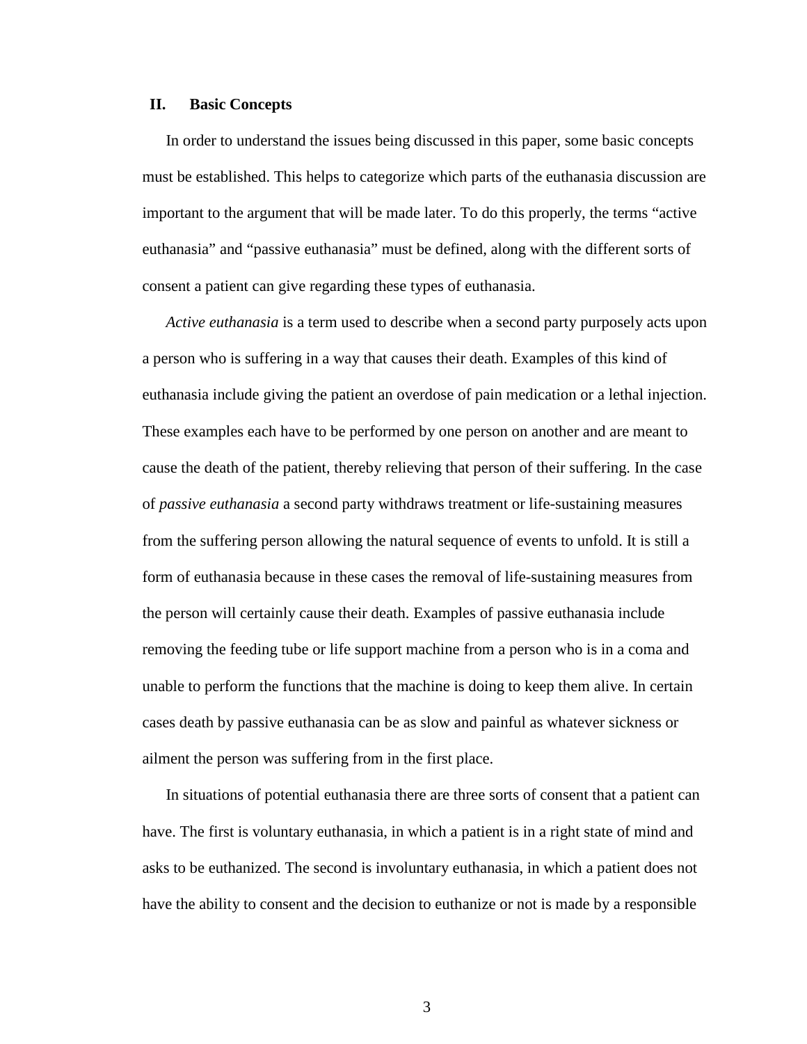## II. Basic Concepts

In order to understand the issues being discussed in this paper, some basic concepts must be established. This helps to categorize which parts of the euthanasia discussion are important to the argument that will be made later. To do this properly, the terms “active euthanasia” and “passive euthanasia” must be defined, along with the different sorts of consent a patient can give regarding these types of euthanasia.

*Active euthanasia* is a term used to describe when a second party purposely acts upon a person who is suffering in a way that causes their death. Examples of this kind of euthanasia include giving the patient an overdose of pain medication or a lethal injection. These examples each have to be performed by one person on another and are meant to cause the death of the patient, thereby relieving that person of their suffering. In the case of *passive euthanasia* a second party withdraws treatment or life-sustaining measures from the suffering person allowing the natural sequence of events to unfold. It is still a form of euthanasia because in these cases the removal of life-sustaining measures from the person will certainly cause their death. Examples of passive euthanasia include removing the feeding tube or life support machine from a person who is in a coma and unable to perform the functions that the machine is doing to keep them alive. In certain cases death by passive euthanasia can be as slow and painful as whatever sickness or ailment the person was suffering from in the first place.

In situations of potential euthanasia there are three sorts of consent that a patient can have. The first is voluntary euthanasia, in which a patient is in a right state of mind and asks to be euthanized. The second is involuntary euthanasia, in which a patient does not have the ability to consent and the decision to euthanize or not is made by a responsible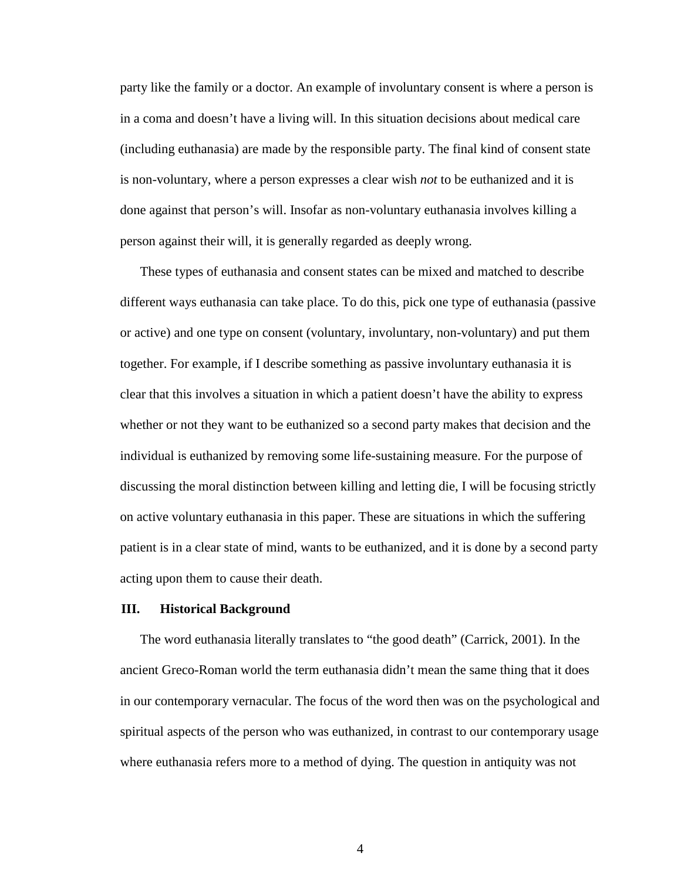party like the family or a doctor. An example of involuntary consent is where a person is in a coma and doesn't have a living will. In this situation decisions about medical care (including euthanasia) are made by the responsible party. The final kind of consent state is non-voluntary, where a person expresses a clear wish *not* to be euthanized and it is done against that person's will. Insofar as non-voluntary euthanasia involves killing a person against their will, it is generally regarded as deeply wrong.

These types of euthanasia and consent states can be mixed and matched to describe different ways euthanasia can take place. To do this, pick one type of euthanasia (passive or active) and one type on consent (voluntary, involuntary, non-voluntary) and put them together. For example, if I describe something as passive involuntary euthanasia it is clear that this involves a situation in which a patient doesn't have the ability to express whether or not they want to be euthanized so a second party makes that decision and the individual is euthanized by removing some life-sustaining measure. For the purpose of discussing the moral distinction between killing and letting die, I will be focusing strictly on active voluntary euthanasia in this paper. These are situations in which the suffering patient is in a clear state of mind, wants to be euthanized, and it is done by a second party acting upon them to cause their death.

## III. Historical Background

The word euthanasia literally translates to "the good death" (Carrick, 2001). In the ancient Greco-Roman world the term euthanasia didn't mean the same thing that it does in our contemporary vernacular. The focus of the word then was on the psychological and spiritual aspects of the person who was euthanized, in contrast to our contemporary usage where euthanasia refers more to a method of dying. The question in antiquity was not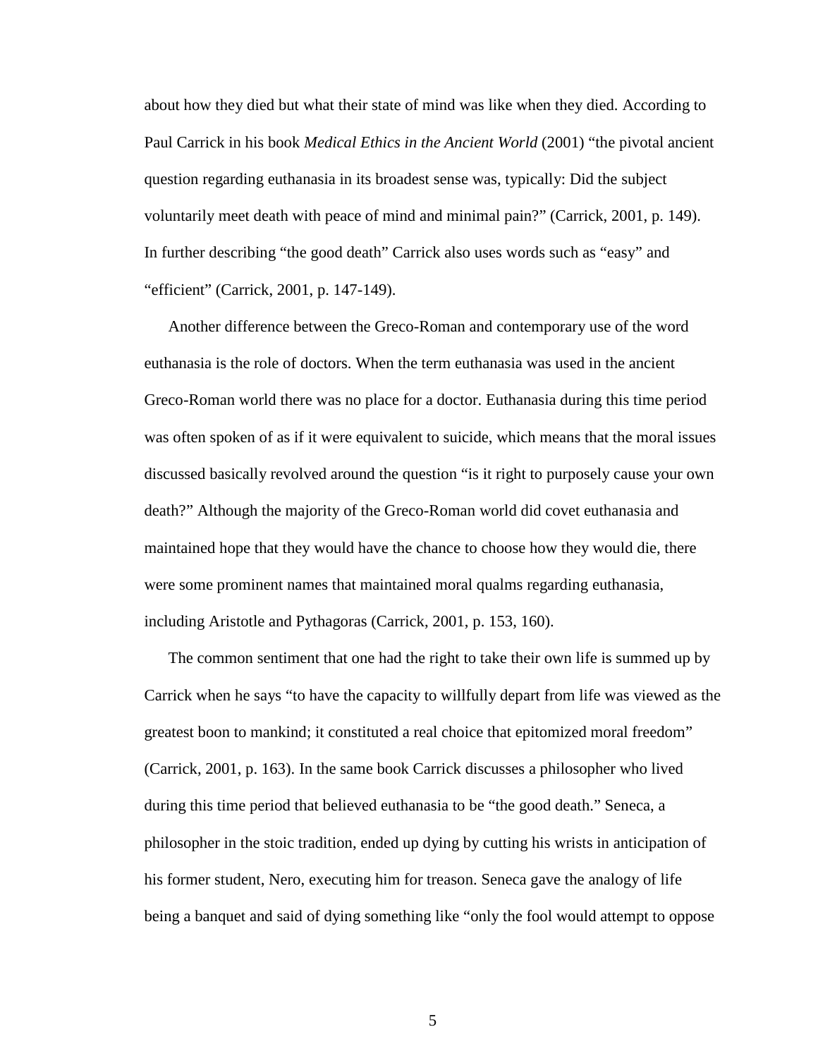about how they died but what their state of mind was like when they died. According to Paul Carrick in his book *Medical Ethics in the Ancient World* (2001) "the pivotal ancient question regarding euthanasia in its broadest sense was, typically: Did the subject voluntarily meet death with peace of mind and minimal pain?" (Carrick, 2001, p. 149). In further describing "the good death" Carrick also uses words such as "easy" and "efficient" (Carrick, 2001, p. 147-149).

Another difference between the Greco-Roman and contemporary use of the word euthanasia is the role of doctors. When the term euthanasia was used in the ancient Greco-Roman world there was no place for a doctor. Euthanasia during this time period was often spoken of as if it were equivalent to suicide, which means that the moral issues discussed basically revolved around the question "is it right to purposely cause your own death?" Although the majority of the Greco-Roman world did covet euthanasia and maintained hope that they would have the chance to choose how they would die, there were some prominent names that maintained moral qualms regarding euthanasia, including Aristotle and Pythagoras (Carrick, 2001, p. 153, 160).

The common sentiment that one had the right to take their own life is summed up by Carrick when he says "to have the capacity to willfully depart from life was viewed as the greatest boon to mankind; it constituted a real choice that epitomized moral freedom" (Carrick, 2001, p. 163). In the same book Carrick discusses a philosopher who lived during this time period that believed euthanasia to be "the good death." Seneca, a philosopher in the stoic tradition, ended up dying by cutting his wrists in anticipation of his former student, Nero, executing him for treason. Seneca gave the analogy of life being a banquet and said of dying something like "only the fool would attempt to oppose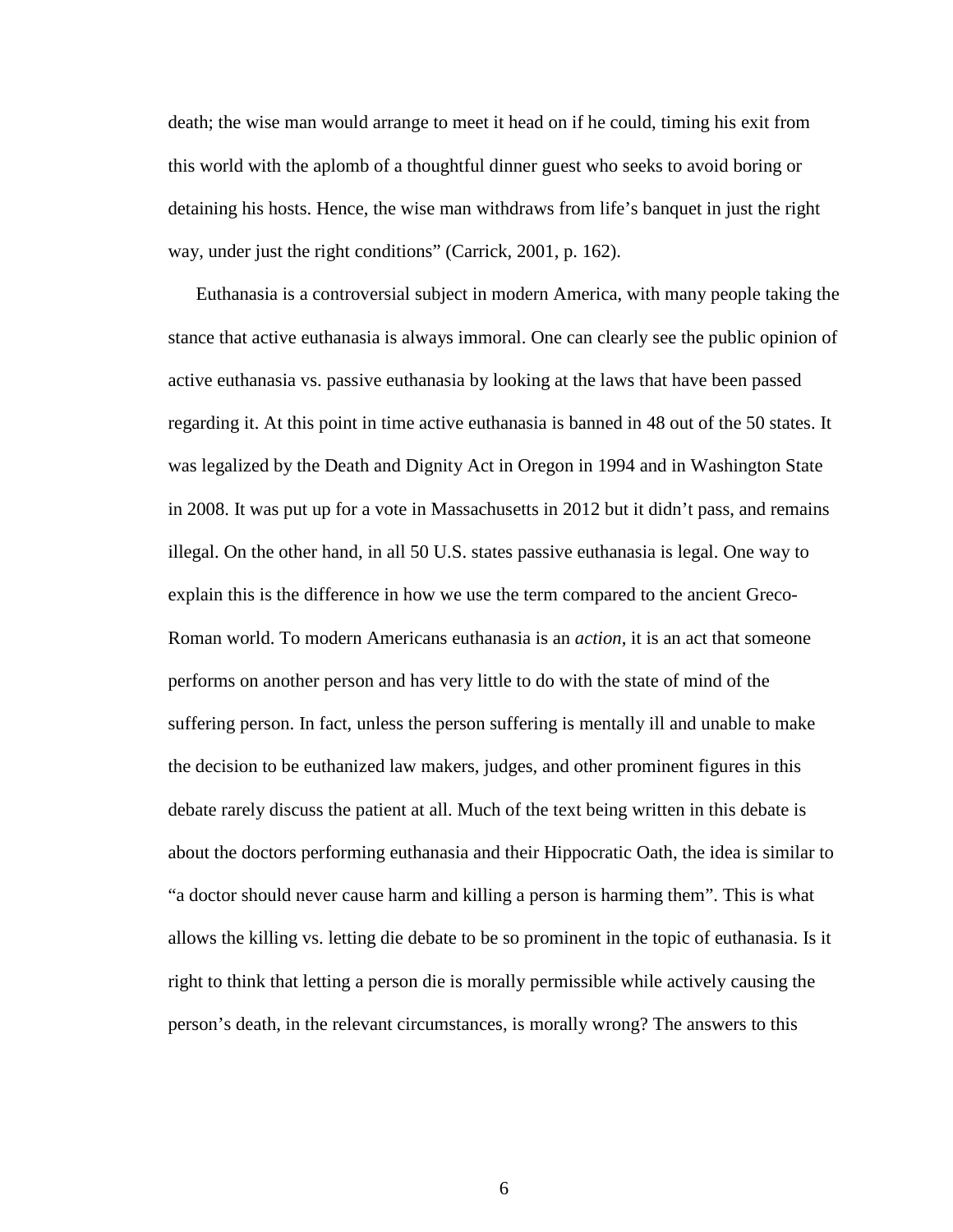death; the wise man would arrange to meet it head on if he could, timing his exit from this world with the aplomb of a thoughtful dinner guest who seeks to avoid boring or detaining his hosts. Hence, the wise man withdraws from life's banquet in just the right way, under just the right conditions" (Carrick, 2001, p. 162).

Euthanasia is a controversial subject in modern America, with many people taking the stance that active euthanasia is always immoral. One can clearly see the public opinion of active euthanasia vs. passive euthanasia by looking at the laws that have been passed regarding it. At this point in time active euthanasia is banned in 48 out of the 50 states. It was legalized by the Death and Dignity Act in Oregon in 1994 and in Washington State in 2008. It was put up for a vote in Massachusetts in 2012 but it didn't pass, and remains illegal. On the other hand, in all 50 U.S. states passive euthanasia is legal. One way to explain this is the difference in how we use the term compared to the ancient Greco-Roman world. To modern Americans euthanasia is an *action*, it is an act that someone performs on another person and has very little to do with the state of mind of the suffering person. In fact, unless the person suffering is mentally ill and unable to make the decision to be euthanized law makers, judges, and other prominent figures in this debate rarely discuss the patient at all. Much of the text being written in this debate is about the doctors performing euthanasia and their Hippocratic Oath, the idea is similar to "a doctor should never cause harm and killing a person is harming them". This is what allows the killing vs. letting die debate to be so prominent in the topic of euthanasia. Is it right to think that letting a person die is morally permissible while actively causing the person's death, in the relevant circumstances, is morally wrong? The answers to this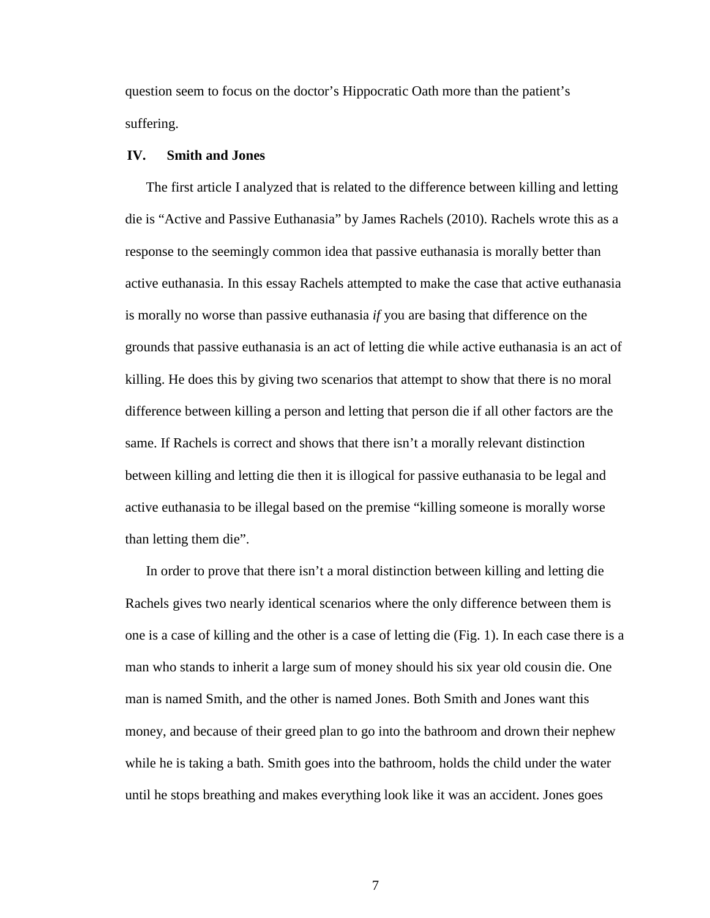question seem to focus on the doctor's Hippocratic Oath more than the patient's suffering.

## IV. Smith and Jones

The first article I analyzed that is related to the difference between killing and letting die is "Active and Passive Euthanasia" by James Rachels (2010). Rachels wrote this as a response to the seemingly common idea that passive euthanasia is morally better than active euthanasia. In this essay Rachels attempted to make the case that active euthanasia is morally no worse than passive euthanasia *if* you are basing that difference on the grounds that passive euthanasia is an act of letting die while active euthanasia is an act of killing. He does this by giving two scenarios that attempt to show that there is no moral difference between killing a person and letting that person die if all other factors are the same. If Rachels is correct and shows that there isn't a morally relevant distinction between killing and letting die then it is illogical for passive euthanasia to be legal and active euthanasia to be illegal based on the premise "killing someone is morally worse than letting them die".

In order to prove that there isn't a moral distinction between killing and letting die Rachels gives two nearly identical scenarios where the only difference between them is one is a case of killing and the other is a case of letting die (Fig. 1). In each case there is a man who stands to inherit a large sum of money should his six year old cousin die. One man is named Smith, and the other is named Jones. Both Smith and Jones want this money, and because of their greed plan to go into the bathroom and drown their nephew while he is taking a bath. Smith goes into the bathroom, holds the child under the water until he stops breathing and makes everything look like it was an accident. Jones goes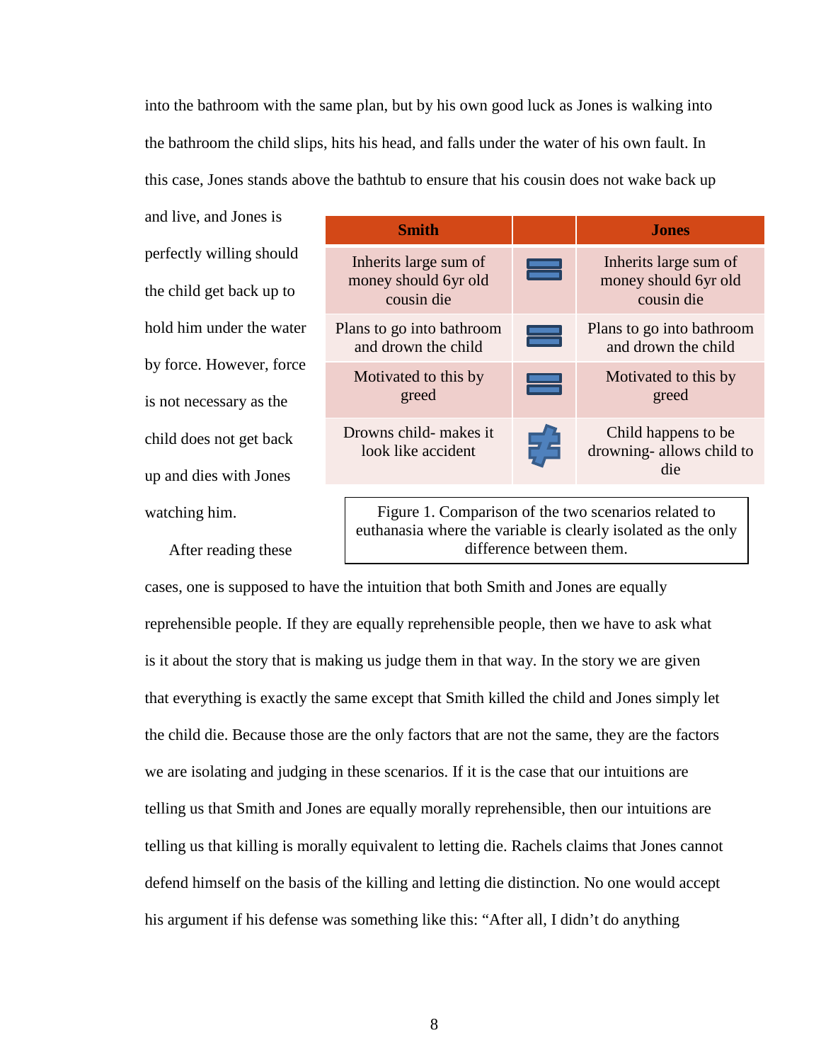into the bathroom with the same plan, but by his own good luck as Jones is walking into the bathroom the child slips, hits his head, and falls under the water of his own fault. In this case, Jones stands above the bathtub to ensure that his cousin does not wake back up and live, and Jones is perfectly willing should the child get back up to hold him under the water by force. However, force is not necessary as the child does not get back up and dies with Jones watching him.

| Smith | | Jones |
|---|---|---|
| Inherits large sum of money should 6yr old cousin die | = | Inherits large sum of money should 6yr old cousin die |
| Plans to go into bathroom and drown the child | = | Plans to go into bathroom and drown the child |
| Motivated to this by greed | = | Motivated to this by greed |
| Drowns child- makes it look like accident | ≠ | Child happens to be drowning- allows child to die |

Figure 1. Comparison of the two scenarios related to euthanasia where the variable is clearly isolated as the only difference between them.

After reading these cases, one is supposed to have the intuition that both Smith and Jones are equally reprehensible people. If they are equally reprehensible people, then we have to ask what is it about the story that is making us judge them in that way. In the story we are given that everything is exactly the same except that Smith killed the child and Jones simply let the child die. Because those are the only factors that are not the same, they are the factors we are isolating and judging in these scenarios. If it is the case that our intuitions are telling us that Smith and Jones are equally morally reprehensible, then our intuitions are telling us that killing is morally equivalent to letting die. Rachels claims that Jones cannot defend himself on the basis of the killing and letting die distinction. No one would accept his argument if his defense was something like this: "After all, I didn't do anything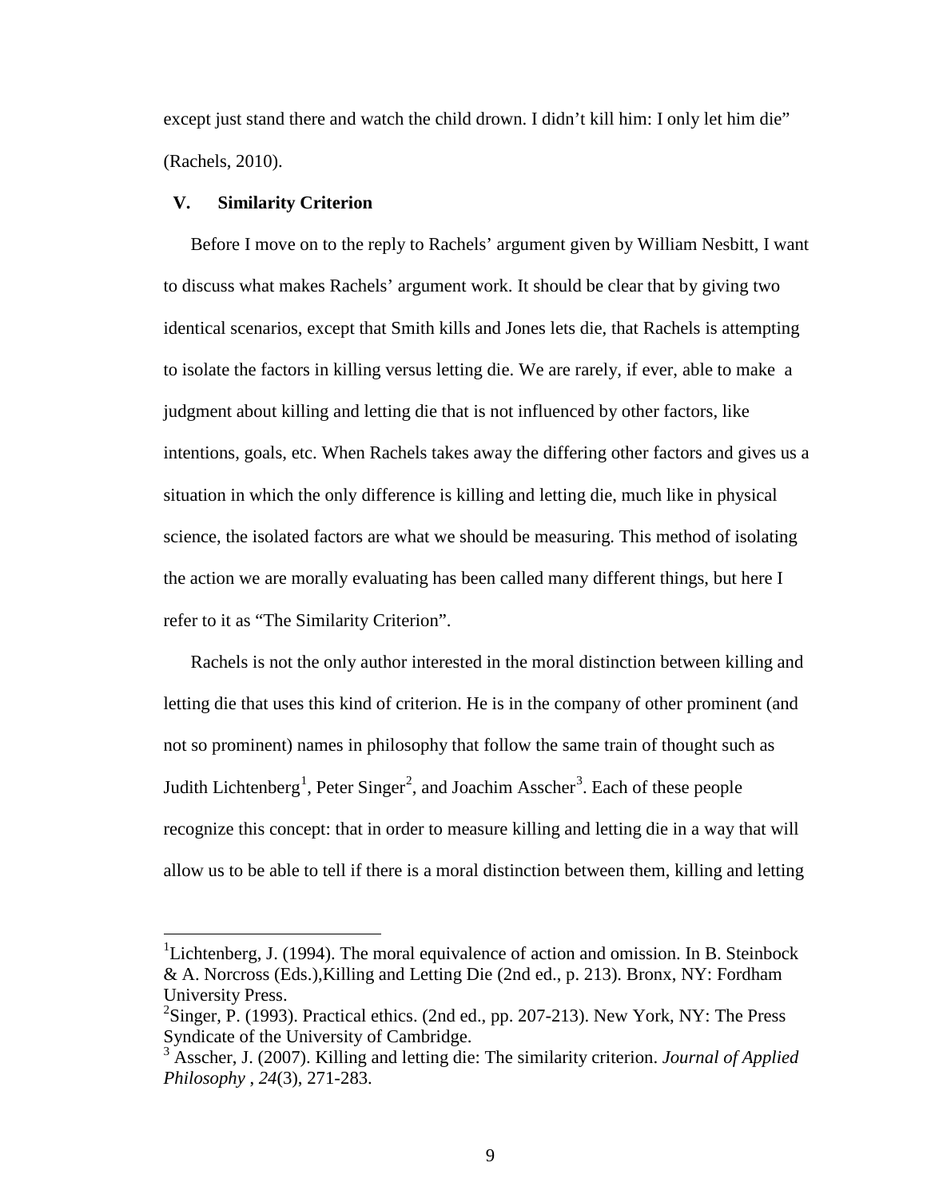except just stand there and watch the child drown. I didn't kill him: I only let him die" (Rachels, 2010).

## V. Similarity Criterion

Before I move on to the reply to Rachels' argument given by William Nesbitt, I want to discuss what makes Rachels' argument work. It should be clear that by giving two identical scenarios, except that Smith kills and Jones lets die, that Rachels is attempting to isolate the factors in killing versus letting die. We are rarely, if ever, able to make a judgment about killing and letting die that is not influenced by other factors, like intentions, goals, etc. When Rachels takes away the differing other factors and gives us a situation in which the only difference is killing and letting die, much like in physical science, the isolated factors are what we should be measuring. This method of isolating the action we are morally evaluating has been called many different things, but here I refer to it as "The Similarity Criterion".

Rachels is not the only author interested in the moral distinction between killing and letting die that uses this kind of criterion. He is in the company of other prominent (and not so prominent) names in philosophy that follow the same train of thought such as Judith Lichtenberg[1], Peter Singer[2], and Joachim Asscher[3]. Each of these people recognize this concept: that in order to measure killing and letting die in a way that will allow us to be able to tell if there is a moral distinction between them, killing and letting

---

[1] Lichtenberg, J. (1994). The moral equivalence of action and omission. In B. Steinbock & A. Norcross (Eds.),Killing and Letting Die (2nd ed., p. 213). Bronx, NY: Fordham University Press.

[2] Singer, P. (1993). Practical ethics. (2nd ed., pp. 207-213). New York, NY: The Press Syndicate of the University of Cambridge.

[3] Asscher, J. (2007). Killing and letting die: The similarity criterion. *Journal of Applied Philosophy* , *24*(3), 271-283.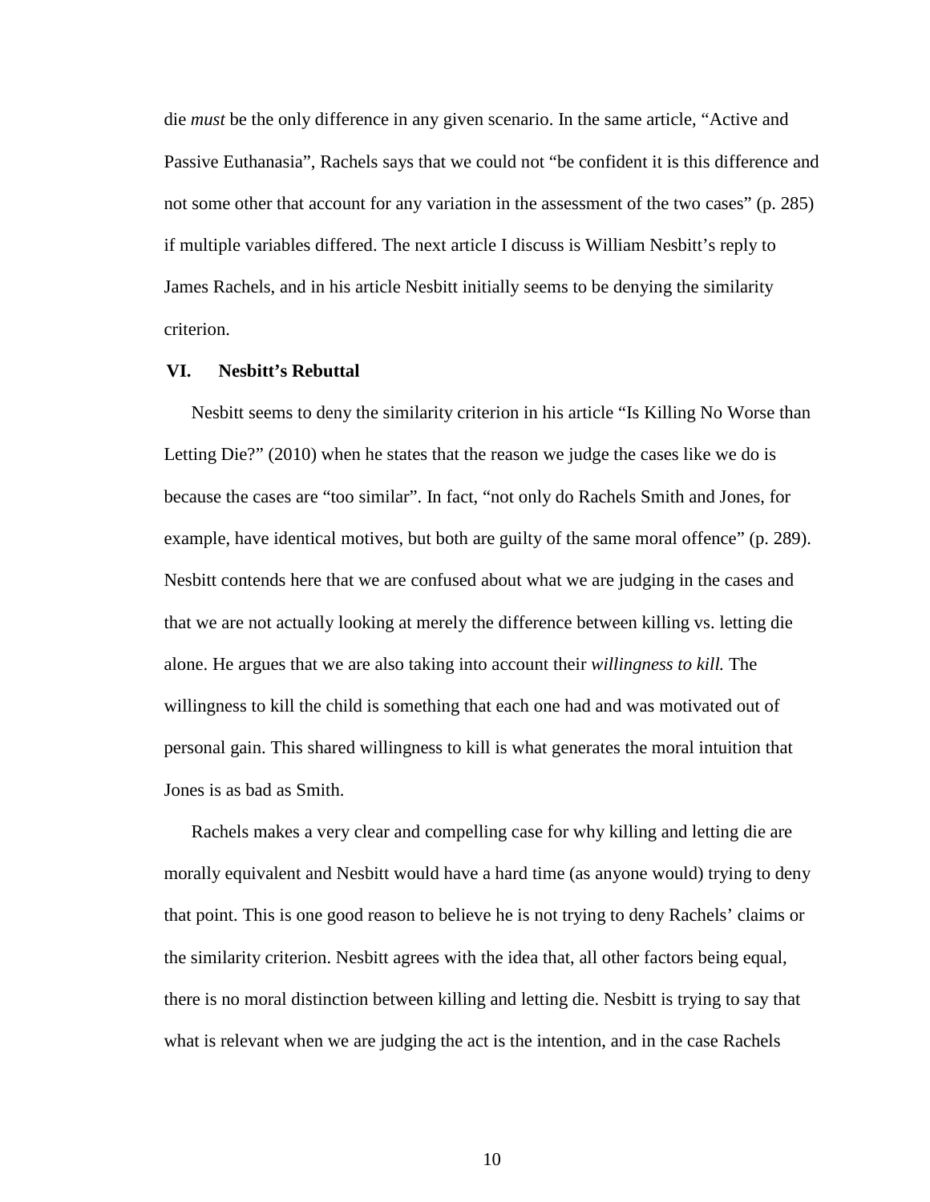die *must* be the only difference in any given scenario. In the same article, "Active and Passive Euthanasia", Rachels says that we could not "be confident it is this difference and not some other that account for any variation in the assessment of the two cases" (p. 285) if multiple variables differed. The next article I discuss is William Nesbitt's reply to James Rachels, and in his article Nesbitt initially seems to be denying the similarity criterion.

## VI. Nesbitt's Rebuttal

Nesbitt seems to deny the similarity criterion in his article "Is Killing No Worse than Letting Die?" (2010) when he states that the reason we judge the cases like we do is because the cases are "too similar". In fact, "not only do Rachels Smith and Jones, for example, have identical motives, but both are guilty of the same moral offence" (p. 289). Nesbitt contends here that we are confused about what we are judging in the cases and that we are not actually looking at merely the difference between killing vs. letting die alone. He argues that we are also taking into account their *willingness to kill.* The willingness to kill the child is something that each one had and was motivated out of personal gain. This shared willingness to kill is what generates the moral intuition that Jones is as bad as Smith.

Rachels makes a very clear and compelling case for why killing and letting die are morally equivalent and Nesbitt would have a hard time (as anyone would) trying to deny that point. This is one good reason to believe he is not trying to deny Rachels' claims or the similarity criterion. Nesbitt agrees with the idea that, all other factors being equal, there is no moral distinction between killing and letting die. Nesbitt is trying to say that what is relevant when we are judging the act is the intention, and in the case Rachels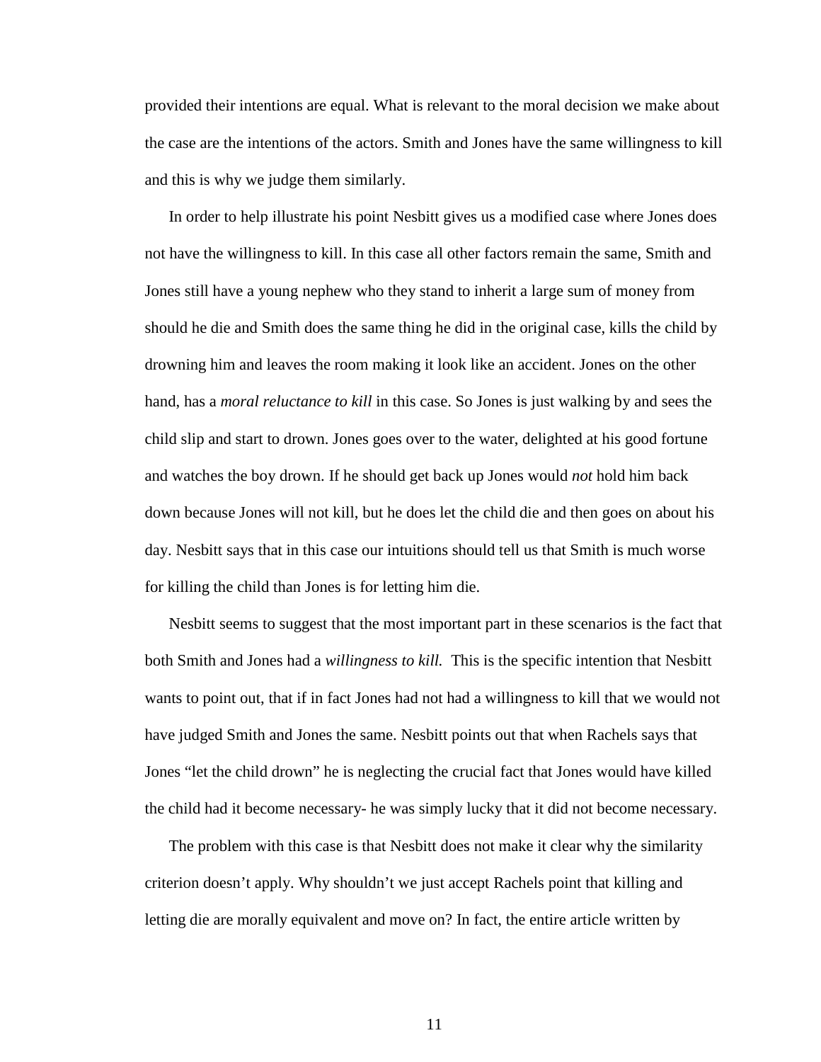provided their intentions are equal. What is relevant to the moral decision we make about the case are the intentions of the actors. Smith and Jones have the same willingness to kill and this is why we judge them similarly.

In order to help illustrate his point Nesbitt gives us a modified case where Jones does not have the willingness to kill. In this case all other factors remain the same, Smith and Jones still have a young nephew who they stand to inherit a large sum of money from should he die and Smith does the same thing he did in the original case, kills the child by drowning him and leaves the room making it look like an accident. Jones on the other hand, has a *moral reluctance to kill* in this case. So Jones is just walking by and sees the child slip and start to drown. Jones goes over to the water, delighted at his good fortune and watches the boy drown. If he should get back up Jones would *not* hold him back down because Jones will not kill, but he does let the child die and then goes on about his day. Nesbitt says that in this case our intuitions should tell us that Smith is much worse for killing the child than Jones is for letting him die.

Nesbitt seems to suggest that the most important part in these scenarios is the fact that both Smith and Jones had a *willingness to kill.* This is the specific intention that Nesbitt wants to point out, that if in fact Jones had not had a willingness to kill that we would not have judged Smith and Jones the same. Nesbitt points out that when Rachels says that Jones "let the child drown" he is neglecting the crucial fact that Jones would have killed the child had it become necessary- he was simply lucky that it did not become necessary.

The problem with this case is that Nesbitt does not make it clear why the similarity criterion doesn't apply. Why shouldn't we just accept Rachels point that killing and letting die are morally equivalent and move on? In fact, the entire article written by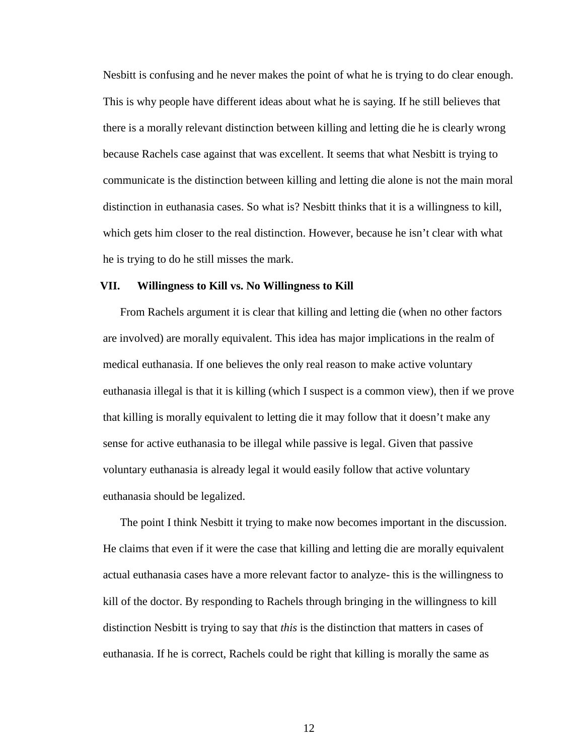Nesbitt is confusing and he never makes the point of what he is trying to do clear enough. This is why people have different ideas about what he is saying. If he still believes that there is a morally relevant distinction between killing and letting die he is clearly wrong because Rachels case against that was excellent. It seems that what Nesbitt is trying to communicate is the distinction between killing and letting die alone is not the main moral distinction in euthanasia cases. So what is? Nesbitt thinks that it is a willingness to kill, which gets him closer to the real distinction. However, because he isn't clear with what he is trying to do he still misses the mark.

## VII. Willingness to Kill vs. No Willingness to Kill

From Rachels argument it is clear that killing and letting die (when no other factors are involved) are morally equivalent. This idea has major implications in the realm of medical euthanasia. If one believes the only real reason to make active voluntary euthanasia illegal is that it is killing (which I suspect is a common view), then if we prove that killing is morally equivalent to letting die it may follow that it doesn't make any sense for active euthanasia to be illegal while passive is legal. Given that passive voluntary euthanasia is already legal it would easily follow that active voluntary euthanasia should be legalized.

The point I think Nesbitt it trying to make now becomes important in the discussion. He claims that even if it were the case that killing and letting die are morally equivalent actual euthanasia cases have a more relevant factor to analyze- this is the willingness to kill of the doctor. By responding to Rachels through bringing in the willingness to kill distinction Nesbitt is trying to say that *this* is the distinction that matters in cases of euthanasia. If he is correct, Rachels could be right that killing is morally the same as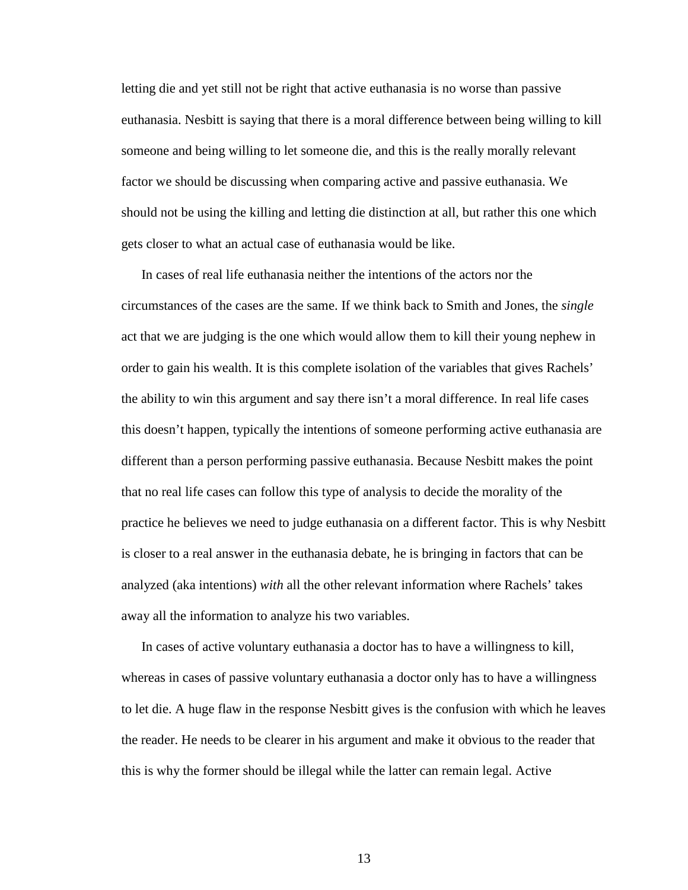letting die and yet still not be right that active euthanasia is no worse than passive euthanasia. Nesbitt is saying that there is a moral difference between being willing to kill someone and being willing to let someone die, and this is the really morally relevant factor we should be discussing when comparing active and passive euthanasia. We should not be using the killing and letting die distinction at all, but rather this one which gets closer to what an actual case of euthanasia would be like.

In cases of real life euthanasia neither the intentions of the actors nor the circumstances of the cases are the same. If we think back to Smith and Jones, the *single* act that we are judging is the one which would allow them to kill their young nephew in order to gain his wealth. It is this complete isolation of the variables that gives Rachels' the ability to win this argument and say there isn't a moral difference. In real life cases this doesn't happen, typically the intentions of someone performing active euthanasia are different than a person performing passive euthanasia. Because Nesbitt makes the point that no real life cases can follow this type of analysis to decide the morality of the practice he believes we need to judge euthanasia on a different factor. This is why Nesbitt is closer to a real answer in the euthanasia debate, he is bringing in factors that can be analyzed (aka intentions) *with* all the other relevant information where Rachels' takes away all the information to analyze his two variables.

In cases of active voluntary euthanasia a doctor has to have a willingness to kill, whereas in cases of passive voluntary euthanasia a doctor only has to have a willingness to let die. A huge flaw in the response Nesbitt gives is the confusion with which he leaves the reader. He needs to be clearer in his argument and make it obvious to the reader that this is why the former should be illegal while the latter can remain legal. Active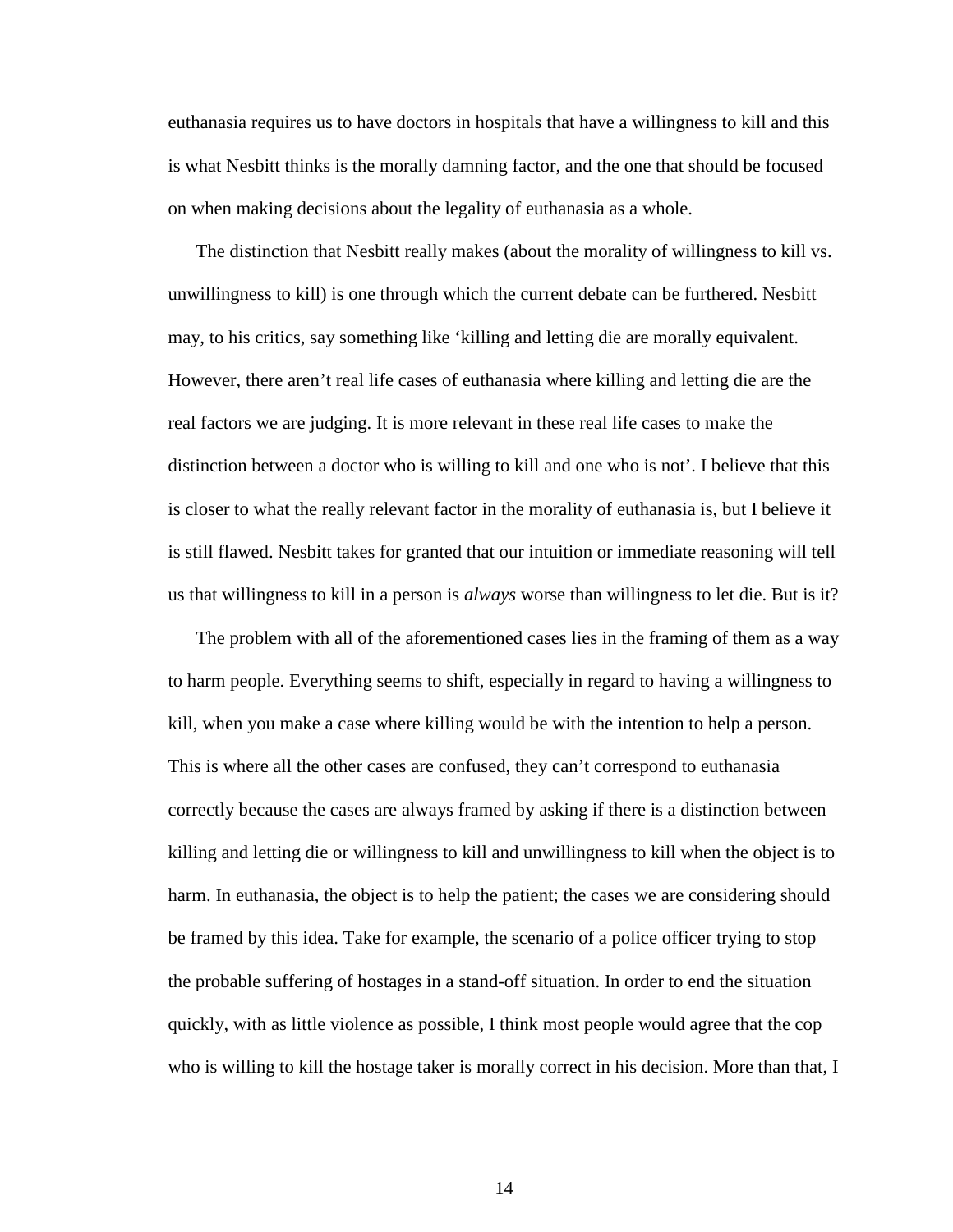euthanasia requires us to have doctors in hospitals that have a willingness to kill and this is what Nesbitt thinks is the morally damning factor, and the one that should be focused on when making decisions about the legality of euthanasia as a whole.

The distinction that Nesbitt really makes (about the morality of willingness to kill vs. unwillingness to kill) is one through which the current debate can be furthered. Nesbitt may, to his critics, say something like 'killing and letting die are morally equivalent. However, there aren't real life cases of euthanasia where killing and letting die are the real factors we are judging. It is more relevant in these real life cases to make the distinction between a doctor who is willing to kill and one who is not'. I believe that this is closer to what the really relevant factor in the morality of euthanasia is, but I believe it is still flawed. Nesbitt takes for granted that our intuition or immediate reasoning will tell us that willingness to kill in a person is *always* worse than willingness to let die. But is it?

The problem with all of the aforementioned cases lies in the framing of them as a way to harm people. Everything seems to shift, especially in regard to having a willingness to kill, when you make a case where killing would be with the intention to help a person. This is where all the other cases are confused, they can't correspond to euthanasia correctly because the cases are always framed by asking if there is a distinction between killing and letting die or willingness to kill and unwillingness to kill when the object is to harm. In euthanasia, the object is to help the patient; the cases we are considering should be framed by this idea. Take for example, the scenario of a police officer trying to stop the probable suffering of hostages in a stand-off situation. In order to end the situation quickly, with as little violence as possible, I think most people would agree that the cop who is willing to kill the hostage taker is morally correct in his decision. More than that, I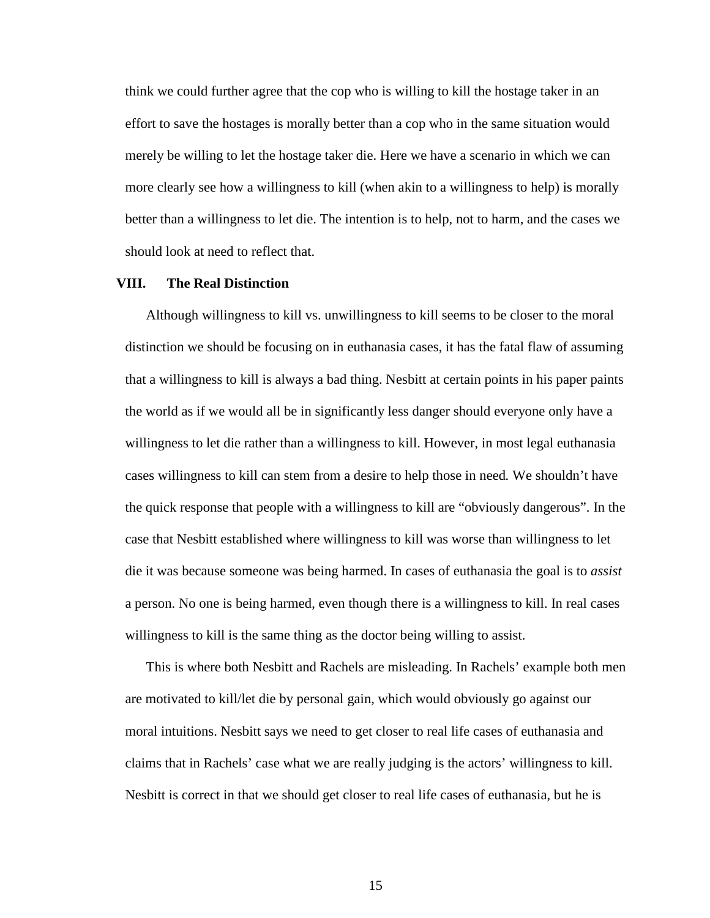think we could further agree that the cop who is willing to kill the hostage taker in an effort to save the hostages is morally better than a cop who in the same situation would merely be willing to let the hostage taker die. Here we have a scenario in which we can more clearly see how a willingness to kill (when akin to a willingness to help) is morally better than a willingness to let die. The intention is to help, not to harm, and the cases we should look at need to reflect that.

## VIII. The Real Distinction

Although willingness to kill vs. unwillingness to kill seems to be closer to the moral distinction we should be focusing on in euthanasia cases, it has the fatal flaw of assuming that a willingness to kill is always a bad thing. Nesbitt at certain points in his paper paints the world as if we would all be in significantly less danger should everyone only have a willingness to let die rather than a willingness to kill. However, in most legal euthanasia cases willingness to kill can stem from a desire to help those in need. We shouldn't have the quick response that people with a willingness to kill are "obviously dangerous". In the case that Nesbitt established where willingness to kill was worse than willingness to let die it was because someone was being harmed. In cases of euthanasia the goal is to *assist* a person. No one is being harmed, even though there is a willingness to kill. In real cases willingness to kill is the same thing as the doctor being willing to assist.

This is where both Nesbitt and Rachels are misleading. In Rachels' example both men are motivated to kill/let die by personal gain, which would obviously go against our moral intuitions. Nesbitt says we need to get closer to real life cases of euthanasia and claims that in Rachels' case what we are really judging is the actors' willingness to kill. Nesbitt is correct in that we should get closer to real life cases of euthanasia, but he is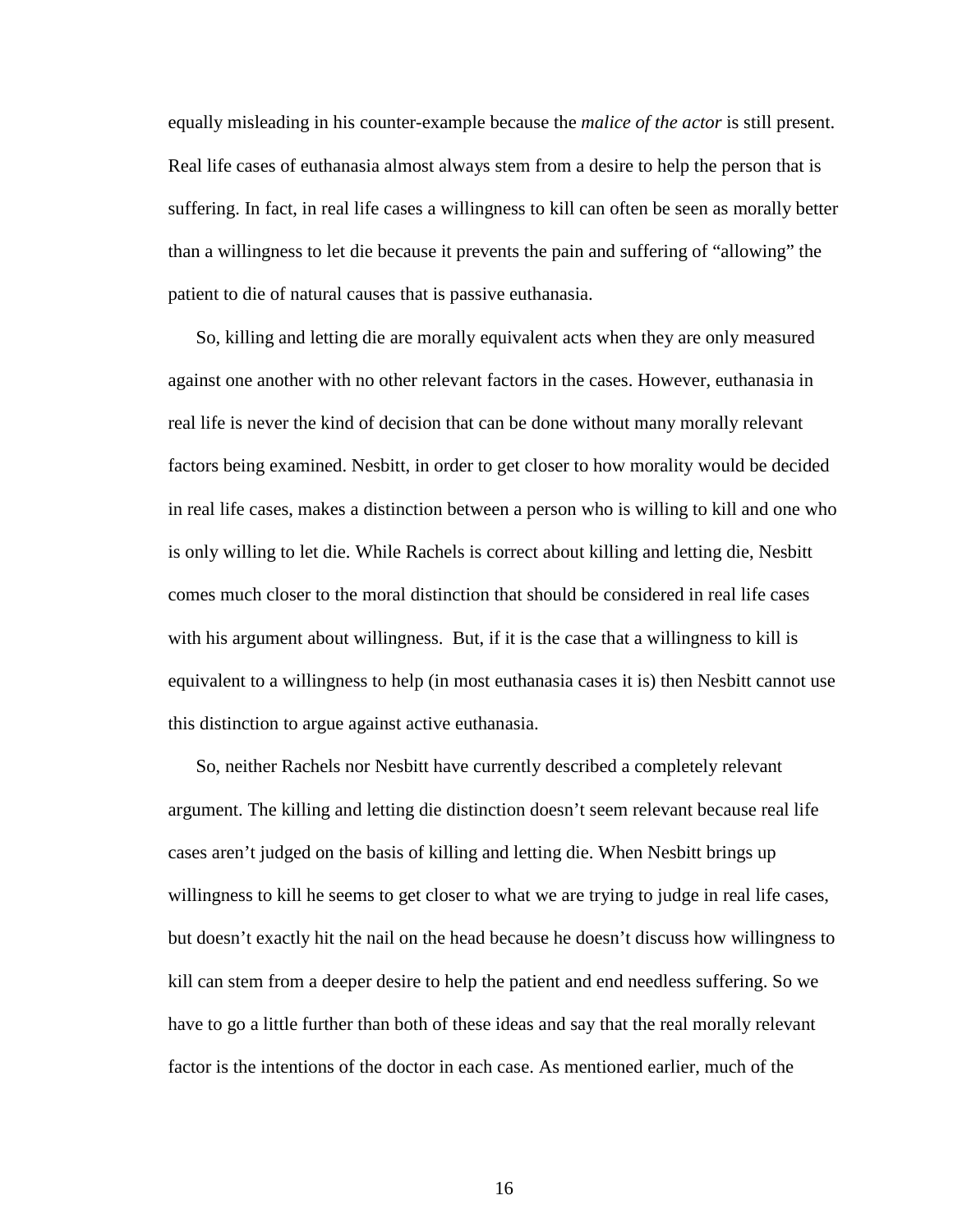equally misleading in his counter-example because the *malice of the actor* is still present. Real life cases of euthanasia almost always stem from a desire to help the person that is suffering. In fact, in real life cases a willingness to kill can often be seen as morally better than a willingness to let die because it prevents the pain and suffering of "allowing" the patient to die of natural causes that is passive euthanasia.

So, killing and letting die are morally equivalent acts when they are only measured against one another with no other relevant factors in the cases. However, euthanasia in real life is never the kind of decision that can be done without many morally relevant factors being examined. Nesbitt, in order to get closer to how morality would be decided in real life cases, makes a distinction between a person who is willing to kill and one who is only willing to let die. While Rachels is correct about killing and letting die, Nesbitt comes much closer to the moral distinction that should be considered in real life cases with his argument about willingness. But, if it is the case that a willingness to kill is equivalent to a willingness to help (in most euthanasia cases it is) then Nesbitt cannot use this distinction to argue against active euthanasia.

So, neither Rachels nor Nesbitt have currently described a completely relevant argument. The killing and letting die distinction doesn't seem relevant because real life cases aren't judged on the basis of killing and letting die. When Nesbitt brings up willingness to kill he seems to get closer to what we are trying to judge in real life cases, but doesn't exactly hit the nail on the head because he doesn't discuss how willingness to kill can stem from a deeper desire to help the patient and end needless suffering. So we have to go a little further than both of these ideas and say that the real morally relevant factor is the intentions of the doctor in each case. As mentioned earlier, much of the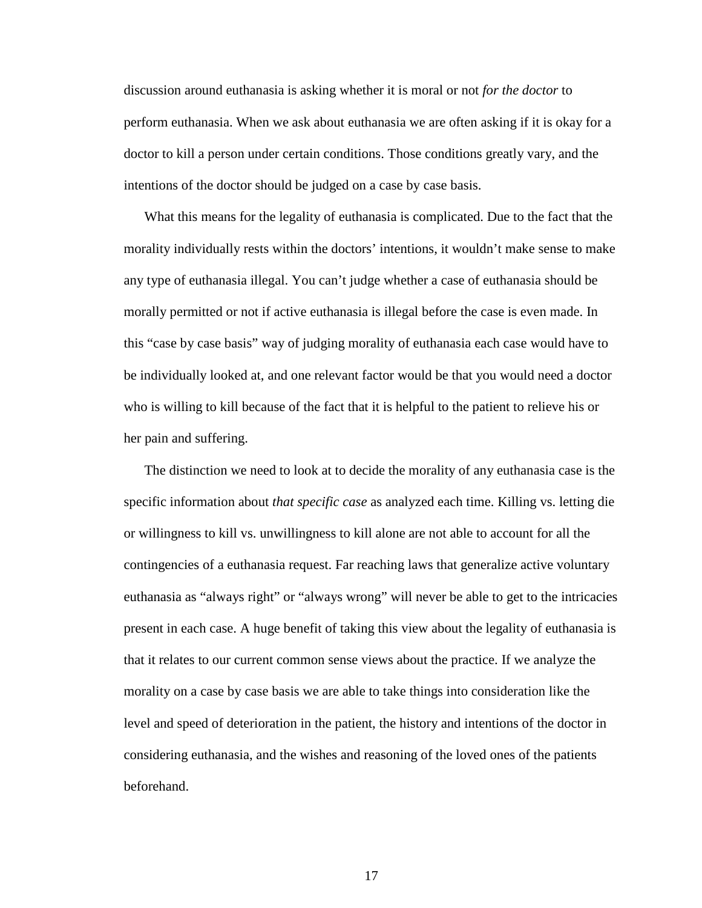discussion around euthanasia is asking whether it is moral or not *for the doctor* to perform euthanasia. When we ask about euthanasia we are often asking if it is okay for a doctor to kill a person under certain conditions. Those conditions greatly vary, and the intentions of the doctor should be judged on a case by case basis.

What this means for the legality of euthanasia is complicated. Due to the fact that the morality individually rests within the doctors' intentions, it wouldn't make sense to make any type of euthanasia illegal. You can't judge whether a case of euthanasia should be morally permitted or not if active euthanasia is illegal before the case is even made. In this "case by case basis" way of judging morality of euthanasia each case would have to be individually looked at, and one relevant factor would be that you would need a doctor who is willing to kill because of the fact that it is helpful to the patient to relieve his or her pain and suffering.

The distinction we need to look at to decide the morality of any euthanasia case is the specific information about *that specific case* as analyzed each time. Killing vs. letting die or willingness to kill vs. unwillingness to kill alone are not able to account for all the contingencies of a euthanasia request. Far reaching laws that generalize active voluntary euthanasia as "always right" or "always wrong" will never be able to get to the intricacies present in each case. A huge benefit of taking this view about the legality of euthanasia is that it relates to our current common sense views about the practice. If we analyze the morality on a case by case basis we are able to take things into consideration like the level and speed of deterioration in the patient, the history and intentions of the doctor in considering euthanasia, and the wishes and reasoning of the loved ones of the patients beforehand.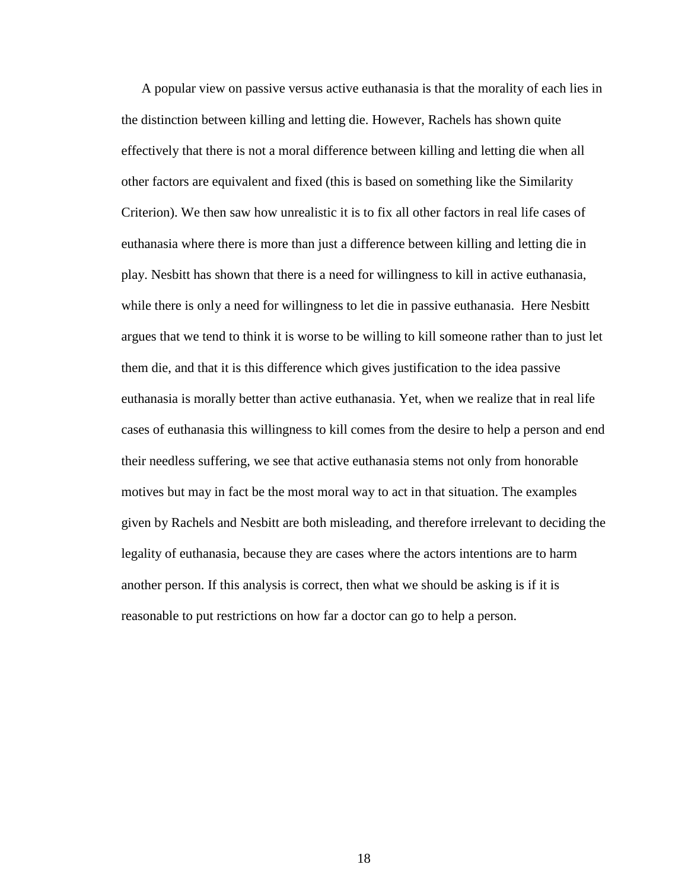A popular view on passive versus active euthanasia is that the morality of each lies in the distinction between killing and letting die. However, Rachels has shown quite effectively that there is not a moral difference between killing and letting die when all other factors are equivalent and fixed (this is based on something like the Similarity Criterion). We then saw how unrealistic it is to fix all other factors in real life cases of euthanasia where there is more than just a difference between killing and letting die in play. Nesbitt has shown that there is a need for willingness to kill in active euthanasia, while there is only a need for willingness to let die in passive euthanasia.  Here Nesbitt argues that we tend to think it is worse to be willing to kill someone rather than to just let them die, and that it is this difference which gives justification to the idea passive euthanasia is morally better than active euthanasia. Yet, when we realize that in real life cases of euthanasia this willingness to kill comes from the desire to help a person and end their needless suffering, we see that active euthanasia stems not only from honorable motives but may in fact be the most moral way to act in that situation. The examples given by Rachels and Nesbitt are both misleading, and therefore irrelevant to deciding the legality of euthanasia, because they are cases where the actors intentions are to harm another person. If this analysis is correct, then what we should be asking is if it is reasonable to put restrictions on how far a doctor can go to help a person.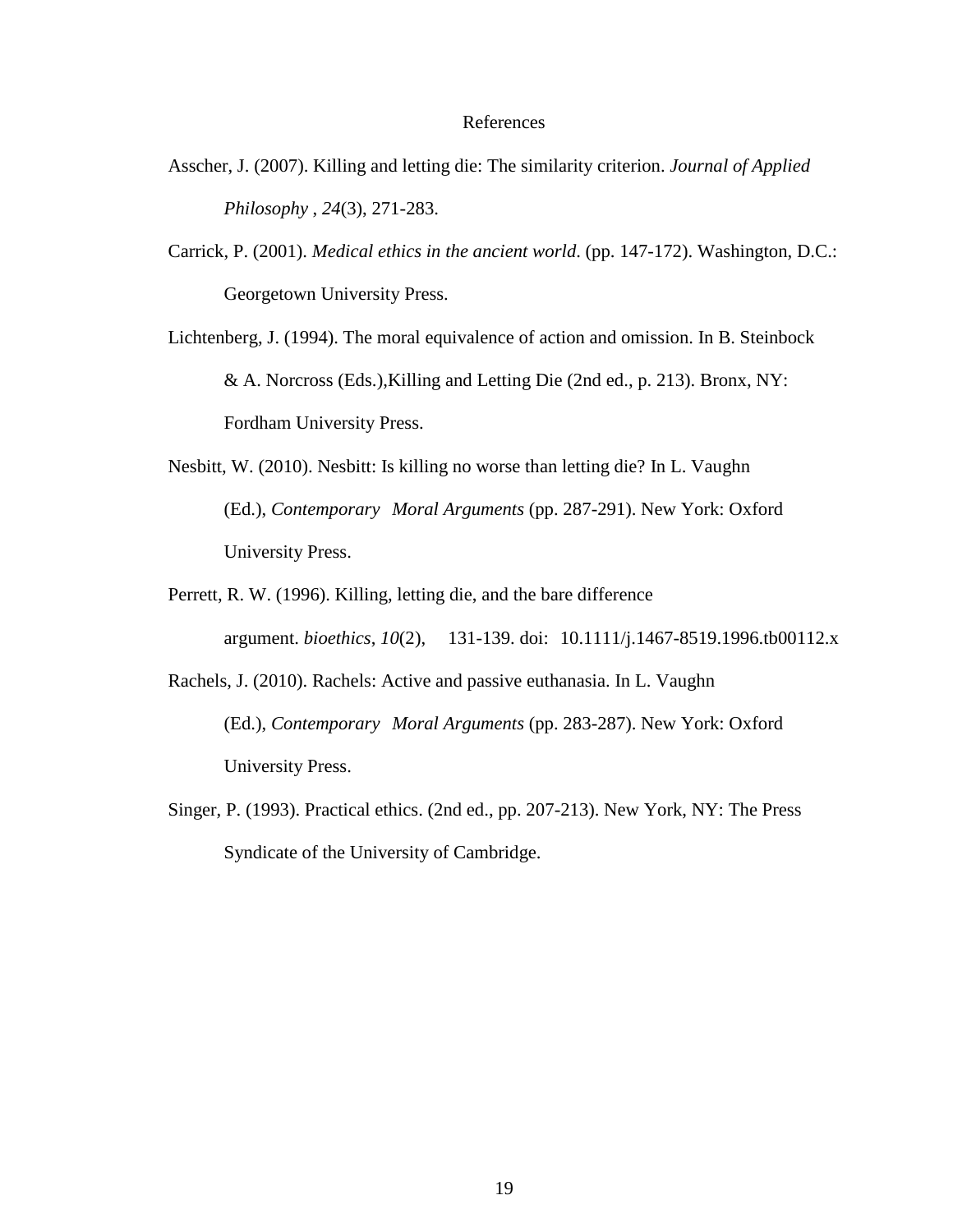# References

Asscher, J. (2007). Killing and letting die: The similarity criterion. *Journal of Applied Philosophy* , *24*(3), 271-283.

Carrick, P. (2001). *Medical ethics in the ancient world*. (pp. 147-172). Washington, D.C.: Georgetown University Press.

Lichtenberg, J. (1994). The moral equivalence of action and omission. In B. Steinbock & A. Norcross (Eds.),Killing and Letting Die (2nd ed., p. 213). Bronx, NY: Fordham University Press.

Nesbitt, W. (2010). Nesbitt: Is killing no worse than letting die? In L. Vaughn (Ed.), *Contemporary Moral Arguments* (pp. 287-291). New York: Oxford University Press.

Perrett, R. W. (1996). Killing, letting die, and the bare difference argument. *bioethics*, *10*(2), 131-139. doi: 10.1111/j.1467-8519.1996.tb00112.x

Rachels, J. (2010). Rachels: Active and passive euthanasia. In L. Vaughn (Ed.), *Contemporary Moral Arguments* (pp. 283-287). New York: Oxford University Press.

Singer, P. (1993). Practical ethics. (2nd ed., pp. 207-213). New York, NY: The Press Syndicate of the University of Cambridge.